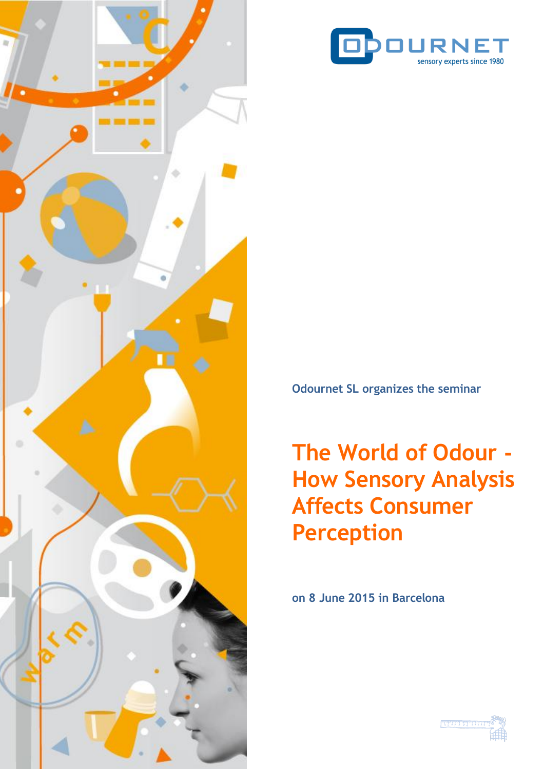ODOURNET
sensory experts since 1980

Odournet SL organizes the seminar

# The World of Odour - How Sensory Analysis Affects Consumer Perception

**on 8 June 2015 in Barcelona**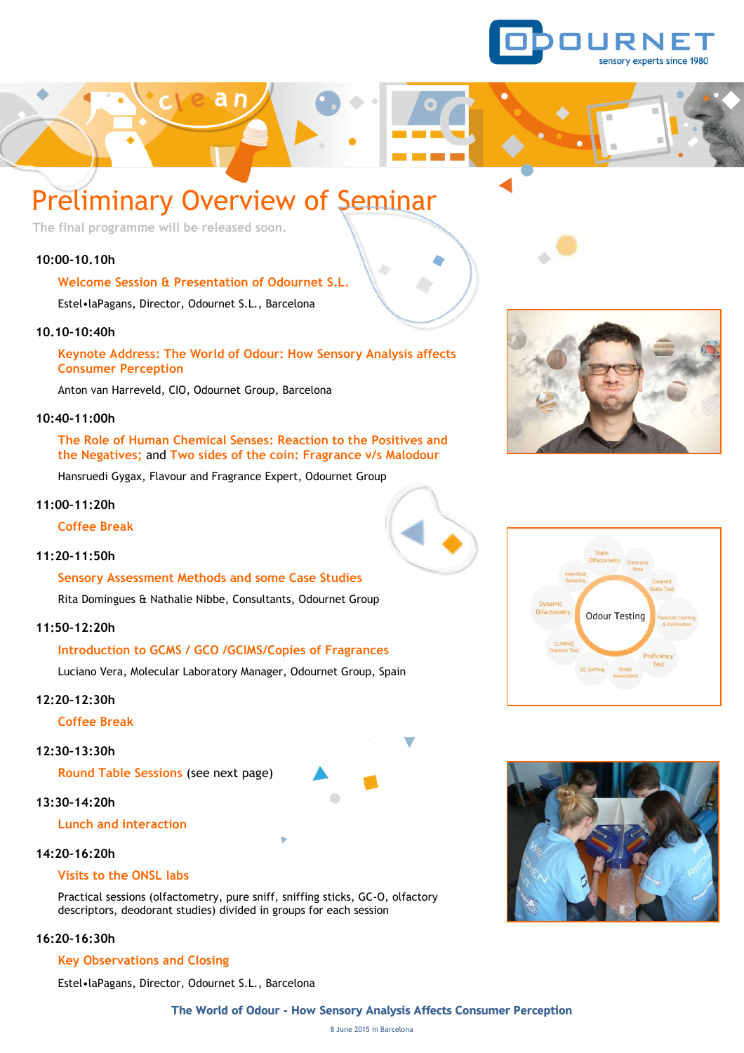# Preliminary Overview of Seminar

The final programme will be released soon.

**10:00-10.10h**

**Welcome Session & Presentation of Odournet S.L.**

Estel•laPagans, Director, Odournet S.L., Barcelona

**10.10-10:40h**

**Keynote Address: The World of Odour: How Sensory Analysis affects Consumer Perception**

Anton van Harreveld, CIO, Odournet Group, Barcelona

**10:40-11:00h**

**The Role of Human Chemical Senses: Reaction to the Positives and the Negatives;** and **Two sides of the coin: Fragrance v/s Malodour**

Hansruedi Gygax, Flavour and Fragrance Expert, Odournet Group

**11:00-11:20h**

**Coffee Break**

**11:20-11:50h**

**Sensory Assessment Methods and some Case Studies**

Rita Domingues & Nathalie Nibbe, Consultants, Odournet Group

**11:50-12:20h**

**Introduction to GCMS / GCO /GCIMS/Copies of Fragrances**

Luciano Vera, Molecular Laboratory Manager, Odournet Group, Spain

**12:20-12:30h**

**Coffee Break**

**12:30-13:30h**

**Round Table Sessions** (see next page)

**13:30-14:20h**

**Lunch and interaction**

**14:20-16:20h**

**Visits to the ONSL labs**

Practical sessions (olfactometry, pure sniff, sniffing sticks, GC-O, olfactory descriptors, deodorant studies) divided in groups for each session

**16:20-16:30h**

**Key Observations and Closing**

Estel•laPagans, Director, Odournet S.L., Barcelona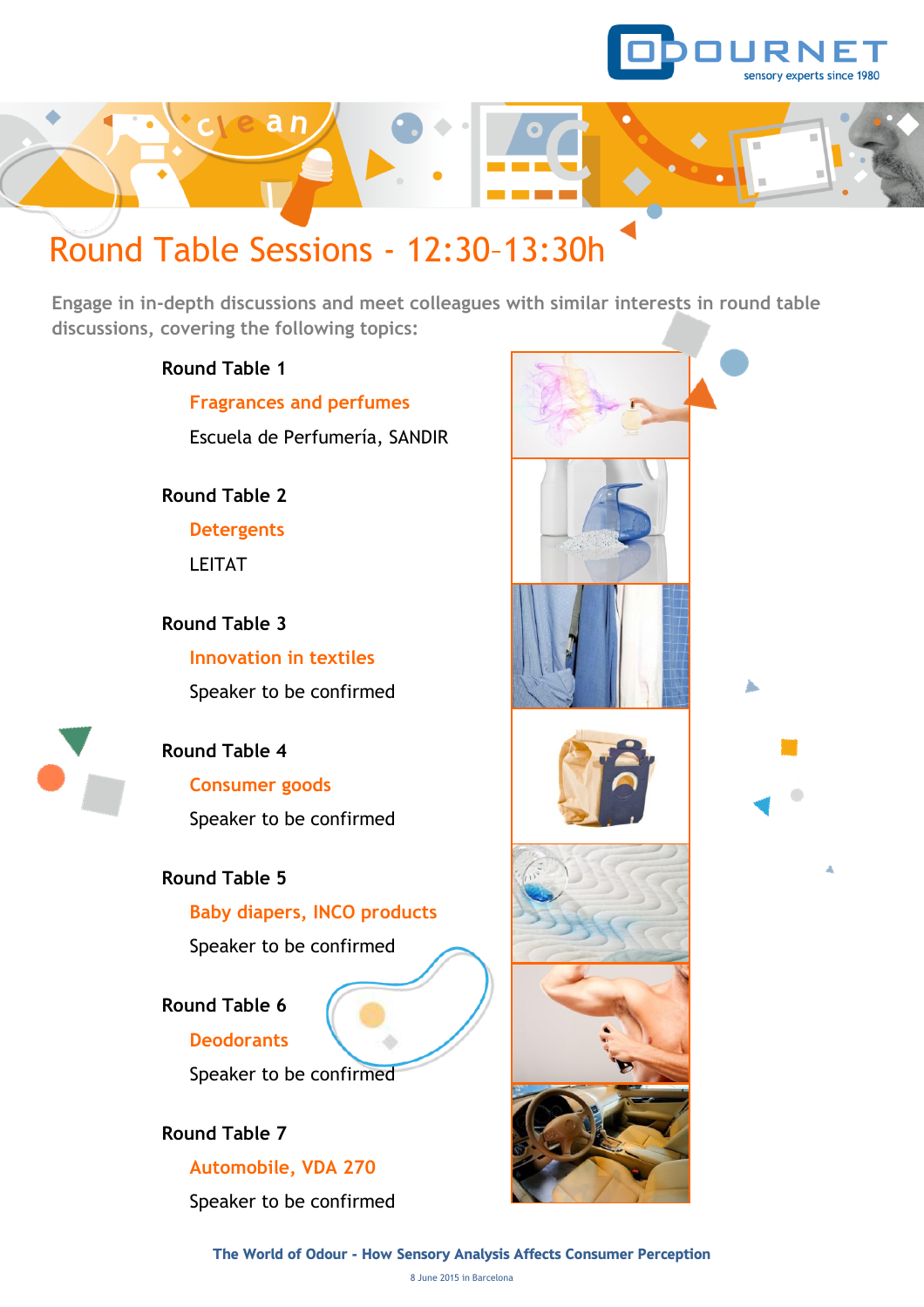# Round Table Sessions - 12:30–13:30h

Engage in in-depth discussions and meet colleagues with similar interests in round table discussions, covering the following topics:

**Round Table 1**

Fragrances and perfumes

Escuela de Perfumería, SANDIR

**Round Table 2**

Detergents

LEITAT

**Round Table 3**

Innovation in textiles

Speaker to be confirmed

**Round Table 4**

Consumer goods

Speaker to be confirmed

**Round Table 5**

Baby diapers, INCO products

Speaker to be confirmed

**Round Table 6**

Deodorants

Speaker to be confirmed

**Round Table 7**

Automobile, VDA 270

Speaker to be confirmed

**The World of Odour - How Sensory Analysis Affects Consumer Perception**

8 June 2015 in Barcelona